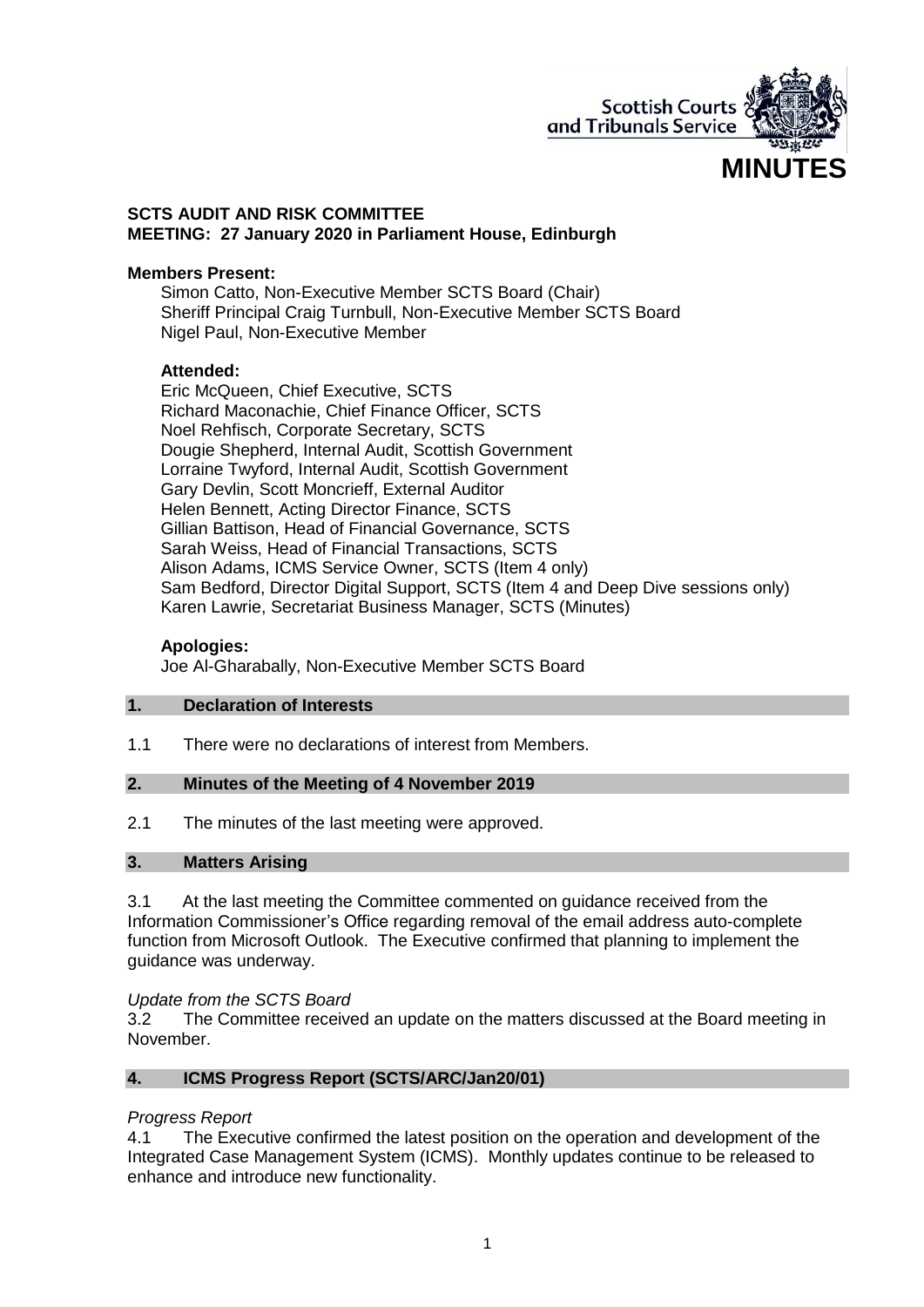Scottish Courts and Tribunals Service

# MINUTES

**SCTS AUDIT AND RISK COMMITTEE**
**MEETING: 27 January 2020 in Parliament House, Edinburgh**

**Members Present:**

Simon Catto, Non-Executive Member SCTS Board (Chair)
Sheriff Principal Craig Turnbull, Non-Executive Member SCTS Board
Nigel Paul, Non-Executive Member

**Attended:**

Eric McQueen, Chief Executive, SCTS
Richard Maconachie, Chief Finance Officer, SCTS
Noel Rehfisch, Corporate Secretary, SCTS
Dougie Shepherd, Internal Audit, Scottish Government
Lorraine Twyford, Internal Audit, Scottish Government
Gary Devlin, Scott Moncrieff, External Auditor
Helen Bennett, Acting Director Finance, SCTS
Gillian Battison, Head of Financial Governance, SCTS
Sarah Weiss, Head of Financial Transactions, SCTS
Alison Adams, ICMS Service Owner, SCTS (Item 4 only)
Sam Bedford, Director Digital Support, SCTS (Item 4 and Deep Dive sessions only)
Karen Lawrie, Secretariat Business Manager, SCTS (Minutes)

**Apologies:**

Joe Al-Gharabally, Non-Executive Member SCTS Board

## 1. Declaration of Interests

1.1 There were no declarations of interest from Members.

## 2. Minutes of the Meeting of 4 November 2019

2.1 The minutes of the last meeting were approved.

## 3. Matters Arising

3.1 At the last meeting the Committee commented on guidance received from the Information Commissioner's Office regarding removal of the email address auto-complete function from Microsoft Outlook. The Executive confirmed that planning to implement the guidance was underway.

*Update from the SCTS Board*

3.2 The Committee received an update on the matters discussed at the Board meeting in November.

## 4. ICMS Progress Report (SCTS/ARC/Jan20/01)

*Progress Report*

4.1 The Executive confirmed the latest position on the operation and development of the Integrated Case Management System (ICMS). Monthly updates continue to be released to enhance and introduce new functionality.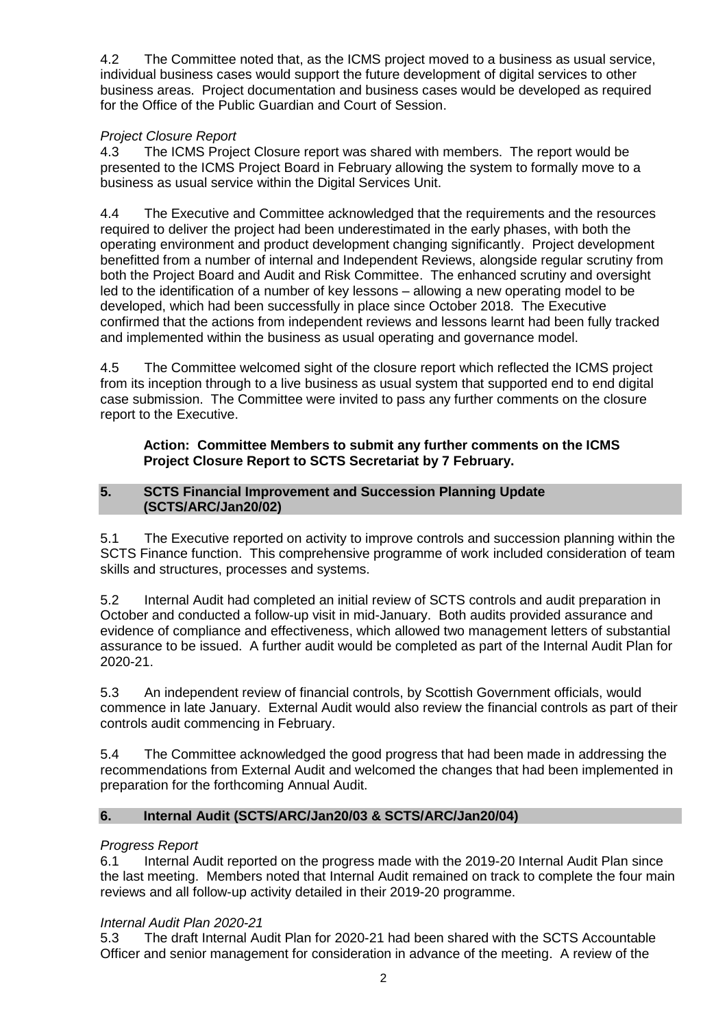4.2 The Committee noted that, as the ICMS project moved to a business as usual service, individual business cases would support the future development of digital services to other business areas. Project documentation and business cases would be developed as required for the Office of the Public Guardian and Court of Session.

*Project Closure Report*

4.3 The ICMS Project Closure report was shared with members. The report would be presented to the ICMS Project Board in February allowing the system to formally move to a business as usual service within the Digital Services Unit.

4.4 The Executive and Committee acknowledged that the requirements and the resources required to deliver the project had been underestimated in the early phases, with both the operating environment and product development changing significantly. Project development benefitted from a number of internal and Independent Reviews, alongside regular scrutiny from both the Project Board and Audit and Risk Committee. The enhanced scrutiny and oversight led to the identification of a number of key lessons – allowing a new operating model to be developed, which had been successfully in place since October 2018. The Executive confirmed that the actions from independent reviews and lessons learnt had been fully tracked and implemented within the business as usual operating and governance model.

4.5 The Committee welcomed sight of the closure report which reflected the ICMS project from its inception through to a live business as usual system that supported end to end digital case submission. The Committee were invited to pass any further comments on the closure report to the Executive.

> **Action: Committee Members to submit any further comments on the ICMS Project Closure Report to SCTS Secretariat by 7 February.**

## 5. SCTS Financial Improvement and Succession Planning Update (SCTS/ARC/Jan20/02)

5.1 The Executive reported on activity to improve controls and succession planning within the SCTS Finance function. This comprehensive programme of work included consideration of team skills and structures, processes and systems.

5.2 Internal Audit had completed an initial review of SCTS controls and audit preparation in October and conducted a follow-up visit in mid-January. Both audits provided assurance and evidence of compliance and effectiveness, which allowed two management letters of substantial assurance to be issued. A further audit would be completed as part of the Internal Audit Plan for 2020-21.

5.3 An independent review of financial controls, by Scottish Government officials, would commence in late January. External Audit would also review the financial controls as part of their controls audit commencing in February.

5.4 The Committee acknowledged the good progress that had been made in addressing the recommendations from External Audit and welcomed the changes that had been implemented in preparation for the forthcoming Annual Audit.

## 6. Internal Audit (SCTS/ARC/Jan20/03 & SCTS/ARC/Jan20/04)

*Progress Report*

6.1 Internal Audit reported on the progress made with the 2019-20 Internal Audit Plan since the last meeting. Members noted that Internal Audit remained on track to complete the four main reviews and all follow-up activity detailed in their 2019-20 programme.

*Internal Audit Plan 2020-21*

5.3 The draft Internal Audit Plan for 2020-21 had been shared with the SCTS Accountable Officer and senior management for consideration in advance of the meeting. A review of the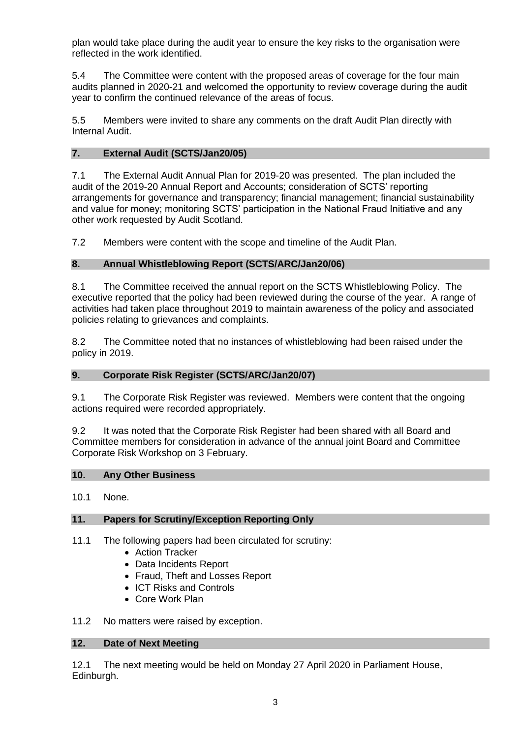plan would take place during the audit year to ensure the key risks to the organisation were reflected in the work identified.

5.4 The Committee were content with the proposed areas of coverage for the four main audits planned in 2020-21 and welcomed the opportunity to review coverage during the audit year to confirm the continued relevance of the areas of focus.

5.5 Members were invited to share any comments on the draft Audit Plan directly with Internal Audit.

## 7. External Audit (SCTS/Jan20/05)

7.1 The External Audit Annual Plan for 2019-20 was presented. The plan included the audit of the 2019-20 Annual Report and Accounts; consideration of SCTS' reporting arrangements for governance and transparency; financial management; financial sustainability and value for money; monitoring SCTS' participation in the National Fraud Initiative and any other work requested by Audit Scotland.

7.2 Members were content with the scope and timeline of the Audit Plan.

## 8. Annual Whistleblowing Report (SCTS/ARC/Jan20/06)

8.1 The Committee received the annual report on the SCTS Whistleblowing Policy. The executive reported that the policy had been reviewed during the course of the year. A range of activities had taken place throughout 2019 to maintain awareness of the policy and associated policies relating to grievances and complaints.

8.2 The Committee noted that no instances of whistleblowing had been raised under the policy in 2019.

## 9. Corporate Risk Register (SCTS/ARC/Jan20/07)

9.1 The Corporate Risk Register was reviewed. Members were content that the ongoing actions required were recorded appropriately.

9.2 It was noted that the Corporate Risk Register had been shared with all Board and Committee members for consideration in advance of the annual joint Board and Committee Corporate Risk Workshop on 3 February.

## 10. Any Other Business

10.1 None.

## 11. Papers for Scrutiny/Exception Reporting Only

11.1 The following papers had been circulated for scrutiny:

- Action Tracker
- Data Incidents Report
- Fraud, Theft and Losses Report
- ICT Risks and Controls
- Core Work Plan

11.2 No matters were raised by exception.

## 12. Date of Next Meeting

12.1 The next meeting would be held on Monday 27 April 2020 in Parliament House, Edinburgh.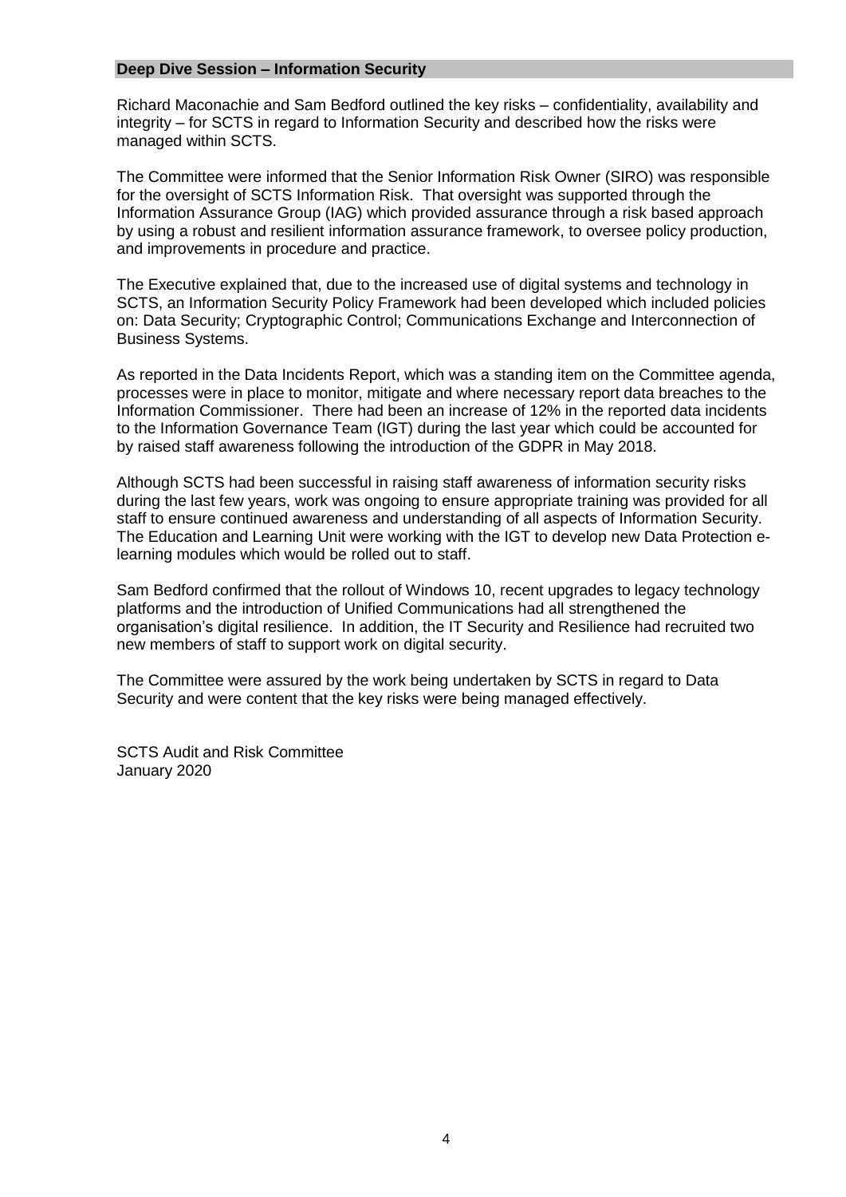## Deep Dive Session – Information Security

Richard Maconachie and Sam Bedford outlined the key risks – confidentiality, availability and integrity – for SCTS in regard to Information Security and described how the risks were managed within SCTS.

The Committee were informed that the Senior Information Risk Owner (SIRO) was responsible for the oversight of SCTS Information Risk. That oversight was supported through the Information Assurance Group (IAG) which provided assurance through a risk based approach by using a robust and resilient information assurance framework, to oversee policy production, and improvements in procedure and practice.

The Executive explained that, due to the increased use of digital systems and technology in SCTS, an Information Security Policy Framework had been developed which included policies on: Data Security; Cryptographic Control; Communications Exchange and Interconnection of Business Systems.

As reported in the Data Incidents Report, which was a standing item on the Committee agenda, processes were in place to monitor, mitigate and where necessary report data breaches to the Information Commissioner. There had been an increase of 12% in the reported data incidents to the Information Governance Team (IGT) during the last year which could be accounted for by raised staff awareness following the introduction of the GDPR in May 2018.

Although SCTS had been successful in raising staff awareness of information security risks during the last few years, work was ongoing to ensure appropriate training was provided for all staff to ensure continued awareness and understanding of all aspects of Information Security. The Education and Learning Unit were working with the IGT to develop new Data Protection e-learning modules which would be rolled out to staff.

Sam Bedford confirmed that the rollout of Windows 10, recent upgrades to legacy technology platforms and the introduction of Unified Communications had all strengthened the organisation's digital resilience. In addition, the IT Security and Resilience had recruited two new members of staff to support work on digital security.

The Committee were assured by the work being undertaken by SCTS in regard to Data Security and were content that the key risks were being managed effectively.

SCTS Audit and Risk Committee
January 2020